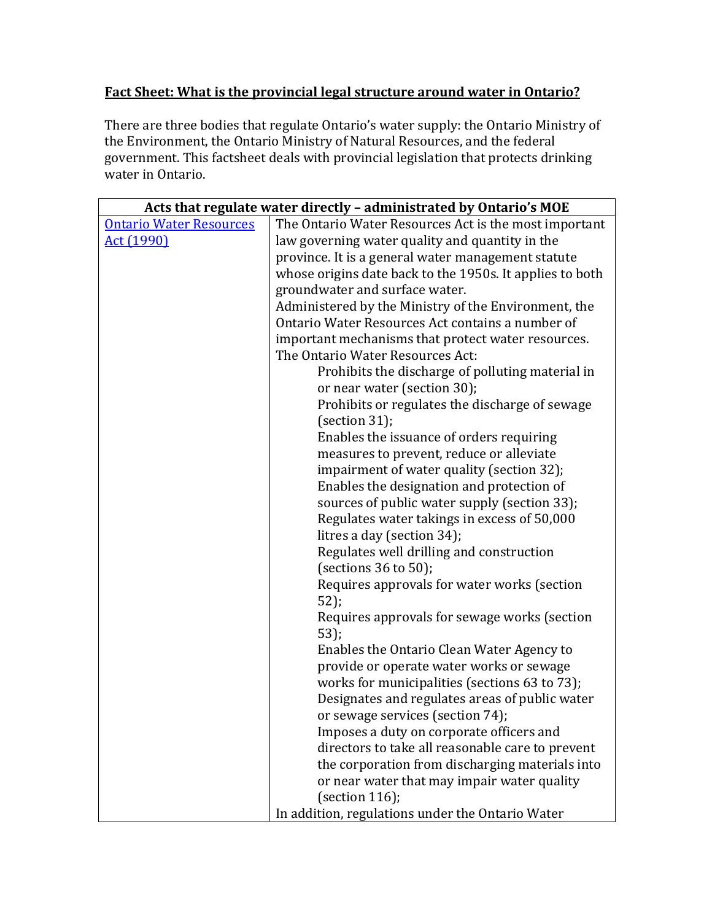**Fact Sheet: What is the provincial legal structure around water in Ontario?**

There are three bodies that regulate Ontario's water supply: the Ontario Ministry of the Environment, the Ontario Ministry of Natural Resources, and the federal government. This factsheet deals with provincial legislation that protects drinking water in Ontario.

| Acts that regulate water directly – administrated by Ontario's MOE | |
|---|---|
| Ontario Water Resources Act (1990) | The Ontario Water Resources Act is the most important law governing water quality and quantity in the province. It is a general water management statute whose origins date back to the 1950s. It applies to both groundwater and surface water.<br>Administered by the Ministry of the Environment, the Ontario Water Resources Act contains a number of important mechanisms that protect water resources.<br>The Ontario Water Resources Act:<br>Prohibits the discharge of polluting material in or near water (section 30);<br>Prohibits or regulates the discharge of sewage (section 31);<br>Enables the issuance of orders requiring measures to prevent, reduce or alleviate impairment of water quality (section 32);<br>Enables the designation and protection of sources of public water supply (section 33);<br>Regulates water takings in excess of 50,000 litres a day (section 34);<br>Regulates well drilling and construction (sections 36 to 50);<br>Requires approvals for water works (section 52);<br>Requires approvals for sewage works (section 53);<br>Enables the Ontario Clean Water Agency to provide or operate water works or sewage works for municipalities (sections 63 to 73);<br>Designates and regulates areas of public water or sewage services (section 74);<br>Imposes a duty on corporate officers and directors to take all reasonable care to prevent the corporation from discharging materials into or near water that may impair water quality (section 116);<br>In addition, regulations under the Ontario Water |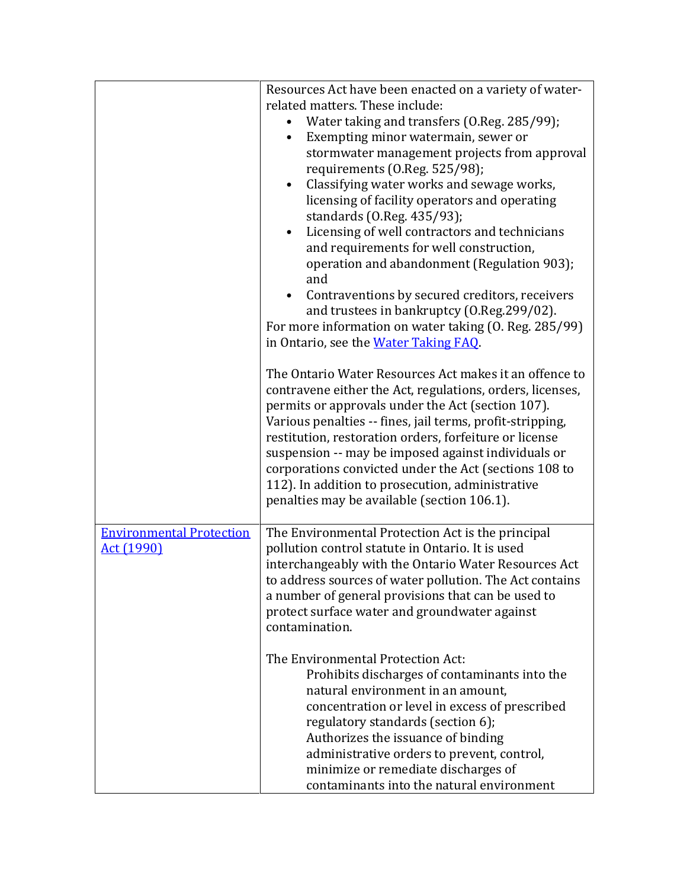| | |
|---|---|
| | Resources Act have been enacted on a variety of water-related matters. These include:<br>• Water taking and transfers (O.Reg. 285/99);<br>• Exempting minor watermain, sewer or stormwater management projects from approval requirements (O.Reg. 525/98);<br>• Classifying water works and sewage works, licensing of facility operators and operating standards (O.Reg. 435/93);<br>• Licensing of well contractors and technicians and requirements for well construction, operation and abandonment (Regulation 903); and<br>• Contraventions by secured creditors, receivers and trustees in bankruptcy (O.Reg.299/02).<br>For more information on water taking (O. Reg. 285/99) in Ontario, see the [Water Taking FAQ](). <br><br>The Ontario Water Resources Act makes it an offence to contravene either the Act, regulations, orders, licenses, permits or approvals under the Act (section 107). Various penalties -- fines, jail terms, profit-stripping, restitution, restoration orders, forfeiture or license suspension -- may be imposed against individuals or corporations convicted under the Act (sections 108 to 112). In addition to prosecution, administrative penalties may be available (section 106.1). |
| [Environmental Protection Act (1990)]() | The Environmental Protection Act is the principal pollution control statute in Ontario. It is used interchangeably with the Ontario Water Resources Act to address sources of water pollution. The Act contains a number of general provisions that can be used to protect surface water and groundwater against contamination.<br><br>The Environmental Protection Act:<br>Prohibits discharges of contaminants into the natural environment in an amount, concentration or level in excess of prescribed regulatory standards (section 6);<br>Authorizes the issuance of binding administrative orders to prevent, control, minimize or remediate discharges of contaminants into the natural environment |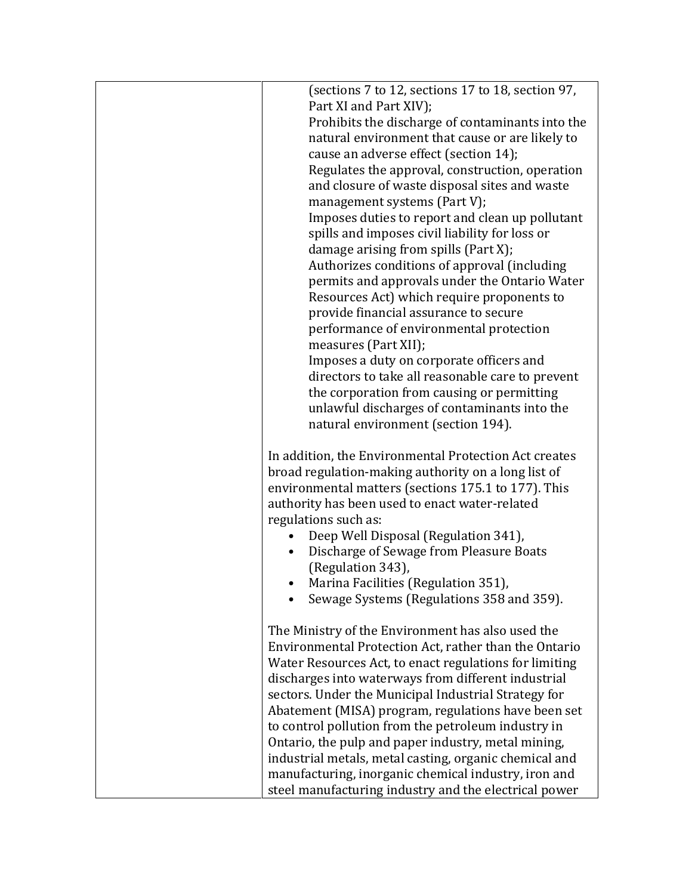| | |
|---|---|
| | (sections 7 to 12, sections 17 to 18, section 97, Part XI and Part XIV);<br>Prohibits the discharge of contaminants into the natural environment that cause or are likely to cause an adverse effect (section 14);<br>Regulates the approval, construction, operation and closure of waste disposal sites and waste management systems (Part V);<br>Imposes duties to report and clean up pollutant spills and imposes civil liability for loss or damage arising from spills (Part X);<br>Authorizes conditions of approval (including permits and approvals under the Ontario Water Resources Act) which require proponents to provide financial assurance to secure performance of environmental protection measures (Part XII);<br>Imposes a duty on corporate officers and directors to take all reasonable care to prevent the corporation from causing or permitting unlawful discharges of contaminants into the natural environment (section 194).<br><br>In addition, the Environmental Protection Act creates broad regulation-making authority on a long list of environmental matters (sections 175.1 to 177). This authority has been used to enact water-related regulations such as:<br>• Deep Well Disposal (Regulation 341),<br>• Discharge of Sewage from Pleasure Boats (Regulation 343),<br>• Marina Facilities (Regulation 351),<br>• Sewage Systems (Regulations 358 and 359).<br><br>The Ministry of the Environment has also used the Environmental Protection Act, rather than the Ontario Water Resources Act, to enact regulations for limiting discharges into waterways from different industrial sectors. Under the Municipal Industrial Strategy for Abatement (MISA) program, regulations have been set to control pollution from the petroleum industry in Ontario, the pulp and paper industry, metal mining, industrial metals, metal casting, organic chemical and manufacturing, inorganic chemical industry, iron and steel manufacturing industry and the electrical power |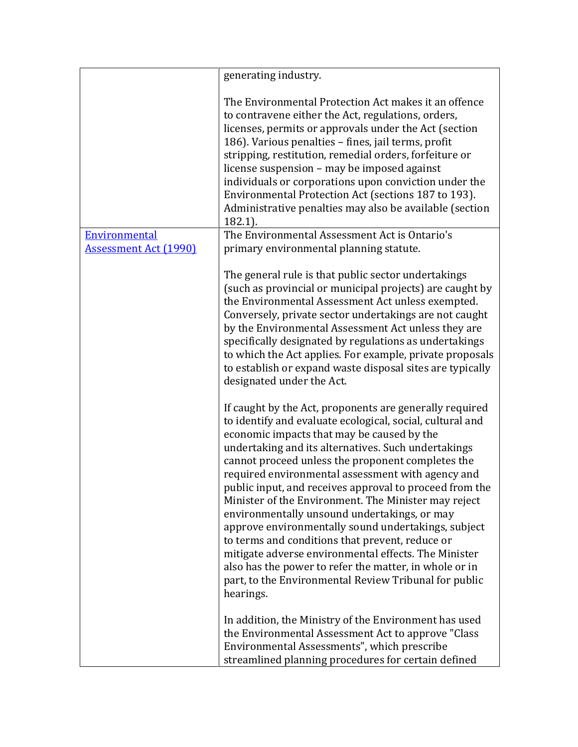|  |  |
|---|---|
|  | generating industry.<br><br>The Environmental Protection Act makes it an offence to contravene either the Act, regulations, orders, licenses, permits or approvals under the Act (section 186). Various penalties – fines, jail terms, profit stripping, restitution, remedial orders, forfeiture or license suspension – may be imposed against individuals or corporations upon conviction under the Environmental Protection Act (sections 187 to 193). Administrative penalties may also be available (section 182.1). |
| [Environmental Assessment Act (1990)]() | The Environmental Assessment Act is Ontario's primary environmental planning statute.<br><br>The general rule is that public sector undertakings (such as provincial or municipal projects) are caught by the Environmental Assessment Act unless exempted. Conversely, private sector undertakings are not caught by the Environmental Assessment Act unless they are specifically designated by regulations as undertakings to which the Act applies. For example, private proposals to establish or expand waste disposal sites are typically designated under the Act.<br><br>If caught by the Act, proponents are generally required to identify and evaluate ecological, social, cultural and economic impacts that may be caused by the undertaking and its alternatives. Such undertakings cannot proceed unless the proponent completes the required environmental assessment with agency and public input, and receives approval to proceed from the Minister of the Environment. The Minister may reject environmentally unsound undertakings, or may approve environmentally sound undertakings, subject to terms and conditions that prevent, reduce or mitigate adverse environmental effects. The Minister also has the power to refer the matter, in whole or in part, to the Environmental Review Tribunal for public hearings.<br><br>In addition, the Ministry of the Environment has used the Environmental Assessment Act to approve "Class Environmental Assessments", which prescribe streamlined planning procedures for certain defined |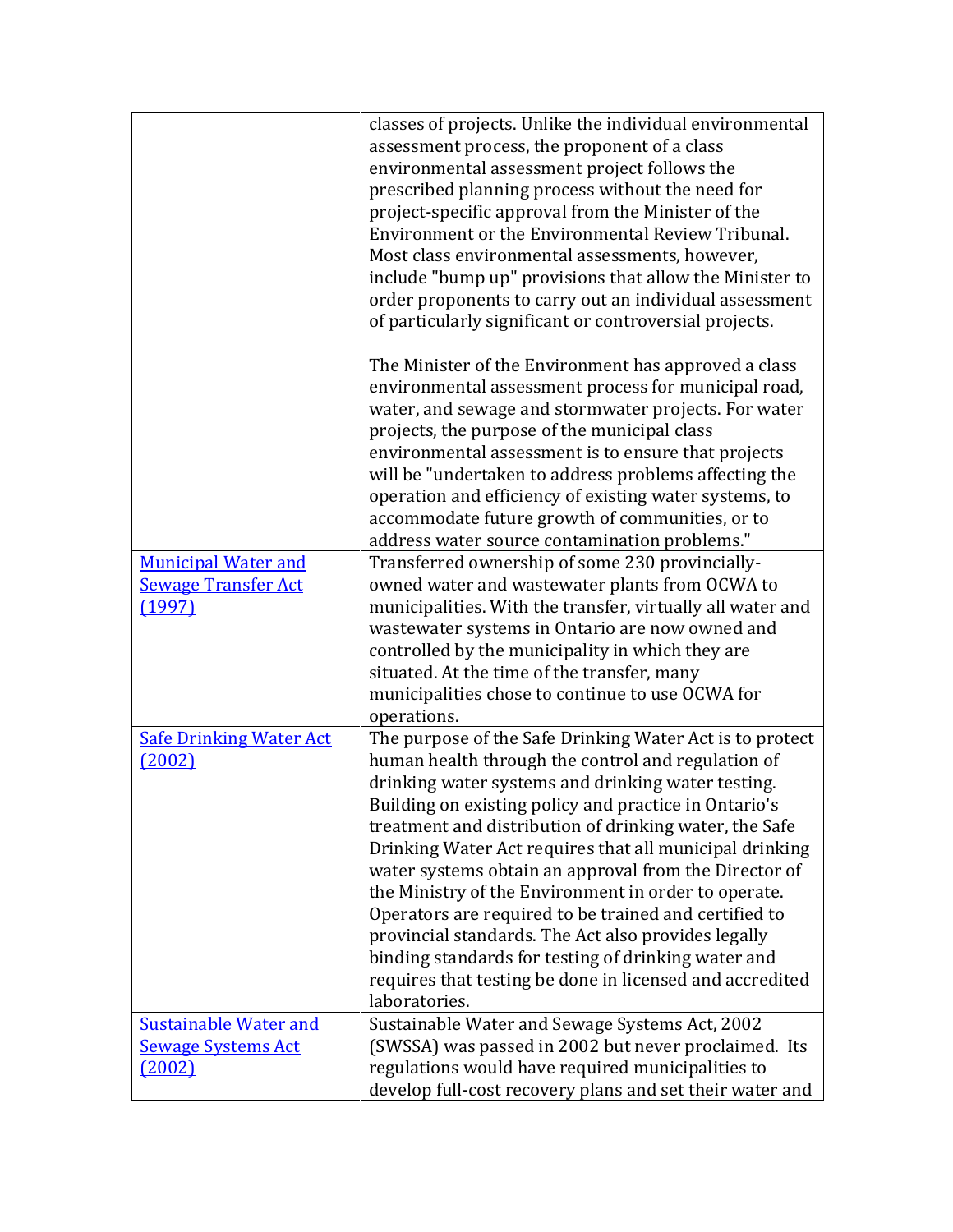| | |
|---|---|
| | classes of projects. Unlike the individual environmental assessment process, the proponent of a class environmental assessment project follows the prescribed planning process without the need for project-specific approval from the Minister of the Environment or the Environmental Review Tribunal. Most class environmental assessments, however, include "bump up" provisions that allow the Minister to order proponents to carry out an individual assessment of particularly significant or controversial projects.<br><br>The Minister of the Environment has approved a class environmental assessment process for municipal road, water, and sewage and stormwater projects. For water projects, the purpose of the municipal class environmental assessment is to ensure that projects will be "undertaken to address problems affecting the operation and efficiency of existing water systems, to accommodate future growth of communities, or to address water source contamination problems." |
| Municipal Water and Sewage Transfer Act (1997) | Transferred ownership of some 230 provincially-owned water and wastewater plants from OCWA to municipalities. With the transfer, virtually all water and wastewater systems in Ontario are now owned and controlled by the municipality in which they are situated. At the time of the transfer, many municipalities chose to continue to use OCWA for operations. |
| Safe Drinking Water Act (2002) | The purpose of the Safe Drinking Water Act is to protect human health through the control and regulation of drinking water systems and drinking water testing. Building on existing policy and practice in Ontario's treatment and distribution of drinking water, the Safe Drinking Water Act requires that all municipal drinking water systems obtain an approval from the Director of the Ministry of the Environment in order to operate. Operators are required to be trained and certified to provincial standards. The Act also provides legally binding standards for testing of drinking water and requires that testing be done in licensed and accredited laboratories. |
| Sustainable Water and Sewage Systems Act (2002) | Sustainable Water and Sewage Systems Act, 2002 (SWSSA) was passed in 2002 but never proclaimed. Its regulations would have required municipalities to develop full-cost recovery plans and set their water and |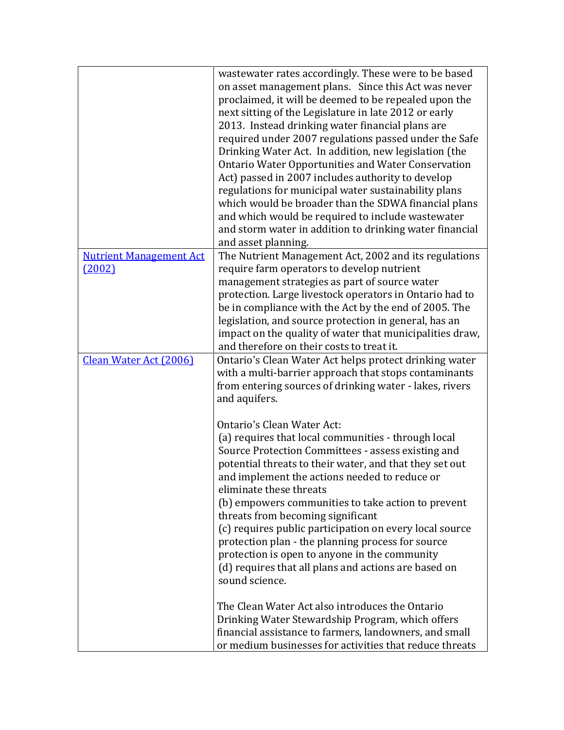| | |
|---|---|
| | wastewater rates accordingly. These were to be based on asset management plans. Since this Act was never proclaimed, it will be deemed to be repealed upon the next sitting of the Legislature in late 2012 or early 2013. Instead drinking water financial plans are required under 2007 regulations passed under the Safe Drinking Water Act. In addition, new legislation (the Ontario Water Opportunities and Water Conservation Act) passed in 2007 includes authority to develop regulations for municipal water sustainability plans which would be broader than the SDWA financial plans and which would be required to include wastewater and storm water in addition to drinking water financial and asset planning. |
| [Nutrient Management Act (2002)]() | The Nutrient Management Act, 2002 and its regulations require farm operators to develop nutrient management strategies as part of source water protection. Large livestock operators in Ontario had to be in compliance with the Act by the end of 2005. The legislation, and source protection in general, has an impact on the quality of water that municipalities draw, and therefore on their costs to treat it. |
| [Clean Water Act (2006)]() | Ontario's Clean Water Act helps protect drinking water with a multi-barrier approach that stops contaminants from entering sources of drinking water - lakes, rivers and aquifers.<br><br>Ontario's Clean Water Act:<br>(a) requires that local communities - through local Source Protection Committees - assess existing and potential threats to their water, and that they set out and implement the actions needed to reduce or eliminate these threats<br>(b) empowers communities to take action to prevent threats from becoming significant<br>(c) requires public participation on every local source protection plan - the planning process for source protection is open to anyone in the community<br>(d) requires that all plans and actions are based on sound science.<br><br>The Clean Water Act also introduces the Ontario Drinking Water Stewardship Program, which offers financial assistance to farmers, landowners, and small or medium businesses for activities that reduce threats |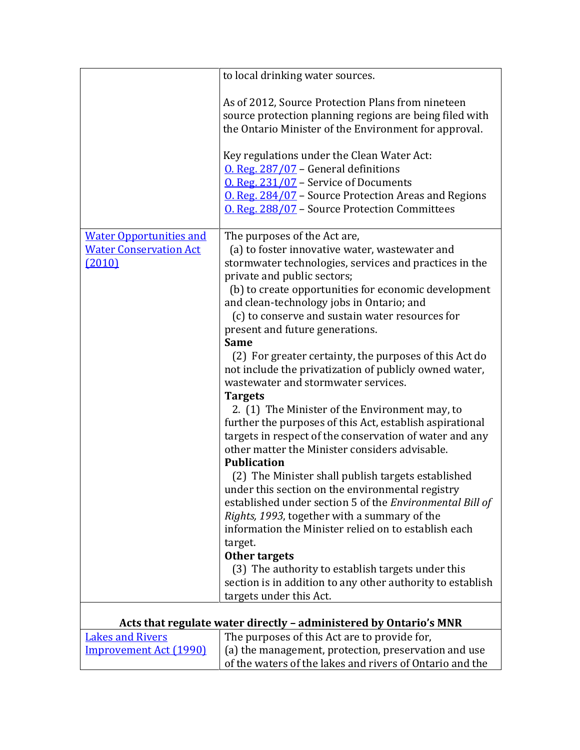| | |
|---|---|
| | to local drinking water sources.<br><br>As of 2012, Source Protection Plans from nineteen source protection planning regions are being filed with the Ontario Minister of the Environment for approval.<br><br>Key regulations under the Clean Water Act:<br>O. Reg. 287/07 – General definitions<br>O. Reg. 231/07 – Service of Documents<br>O. Reg. 284/07 – Source Protection Areas and Regions<br>O. Reg. 288/07 – Source Protection Committees |
| Water Opportunities and Water Conservation Act (2010) | The purposes of the Act are,<br>(a) to foster innovative water, wastewater and stormwater technologies, services and practices in the private and public sectors;<br>(b) to create opportunities for economic development and clean-technology jobs in Ontario; and<br>(c) to conserve and sustain water resources for present and future generations.<br>**Same**<br>(2) For greater certainty, the purposes of this Act do not include the privatization of publicly owned water, wastewater and stormwater services.<br>**Targets**<br>2. (1) The Minister of the Environment may, to further the purposes of this Act, establish aspirational targets in respect of the conservation of water and any other matter the Minister considers advisable.<br>**Publication**<br>(2) The Minister shall publish targets established under this section on the environmental registry established under section 5 of the *Environmental Bill of Rights, 1993*, together with a summary of the information the Minister relied on to establish each target.<br>**Other targets**<br>(3) The authority to establish targets under this section is in addition to any other authority to establish targets under this Act. |
| **Acts that regulate water directly – administered by Ontario's MNR** | |
| Lakes and Rivers Improvement Act (1990) | The purposes of this Act are to provide for,<br>(a) the management, protection, preservation and use of the waters of the lakes and rivers of Ontario and the |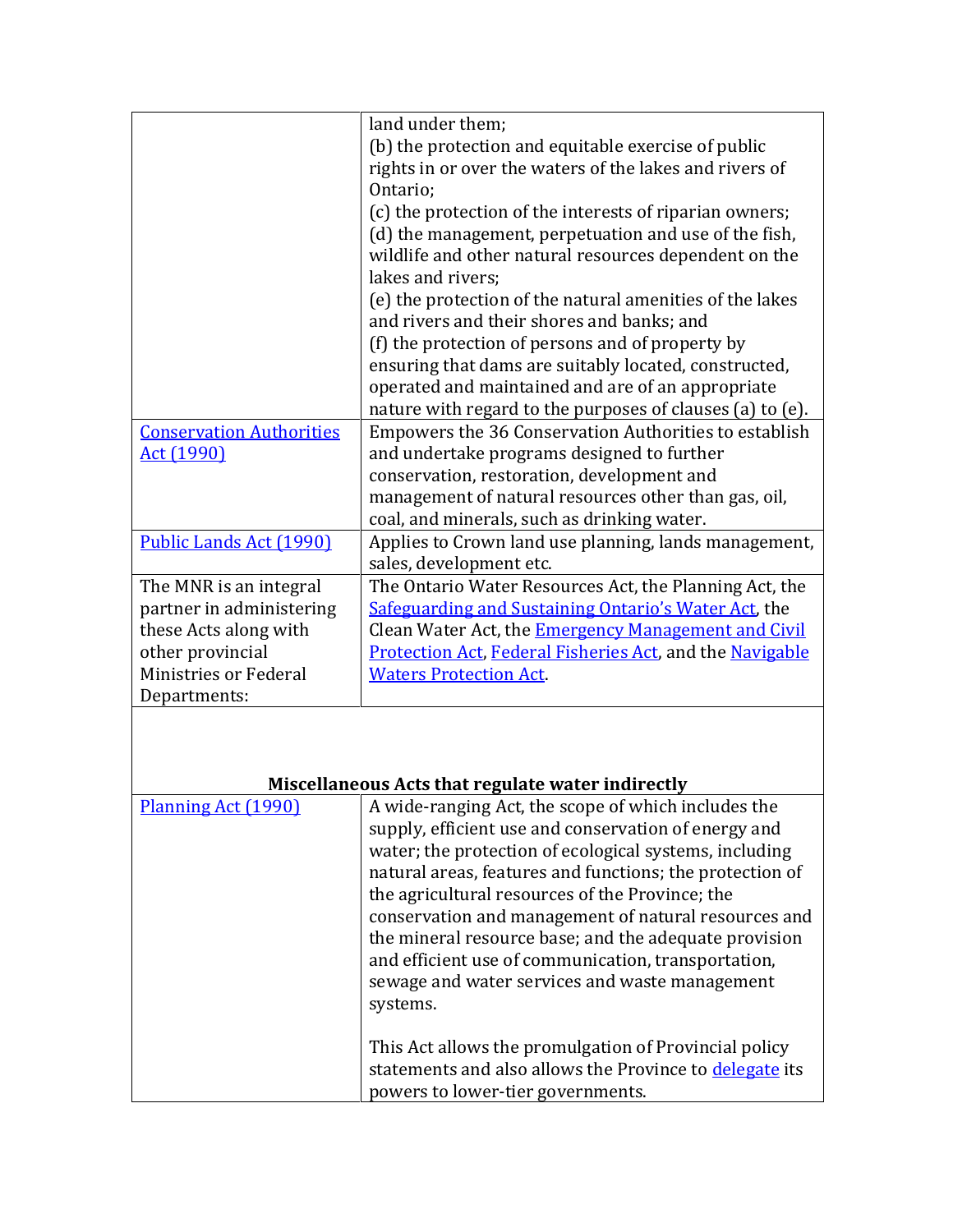| | |
|---|---|
| | land under them;<br>(b) the protection and equitable exercise of public rights in or over the waters of the lakes and rivers of Ontario;<br>(c) the protection of the interests of riparian owners;<br>(d) the management, perpetuation and use of the fish, wildlife and other natural resources dependent on the lakes and rivers;<br>(e) the protection of the natural amenities of the lakes and rivers and their shores and banks; and<br>(f) the protection of persons and of property by ensuring that dams are suitably located, constructed, operated and maintained and are of an appropriate nature with regard to the purposes of clauses (a) to (e). |
| Conservation Authorities Act (1990) | Empowers the 36 Conservation Authorities to establish and undertake programs designed to further conservation, restoration, development and management of natural resources other than gas, oil, coal, and minerals, such as drinking water. |
| Public Lands Act (1990) | Applies to Crown land use planning, lands management, sales, development etc. |
| The MNR is an integral partner in administering these Acts along with other provincial Ministries or Federal Departments: | The Ontario Water Resources Act, the Planning Act, the Safeguarding and Sustaining Ontario's Water Act, the Clean Water Act, the Emergency Management and Civil Protection Act, Federal Fisheries Act, and the Navigable Waters Protection Act. |

**Miscellaneous Acts that regulate water indirectly**

| | |
|---|---|
| Planning Act (1990) | A wide-ranging Act, the scope of which includes the supply, efficient use and conservation of energy and water; the protection of ecological systems, including natural areas, features and functions; the protection of the agricultural resources of the Province; the conservation and management of natural resources and the mineral resource base; and the adequate provision and efficient use of communication, transportation, sewage and water services and waste management systems.<br><br>This Act allows the promulgation of Provincial policy statements and also allows the Province to delegate its powers to lower-tier governments. |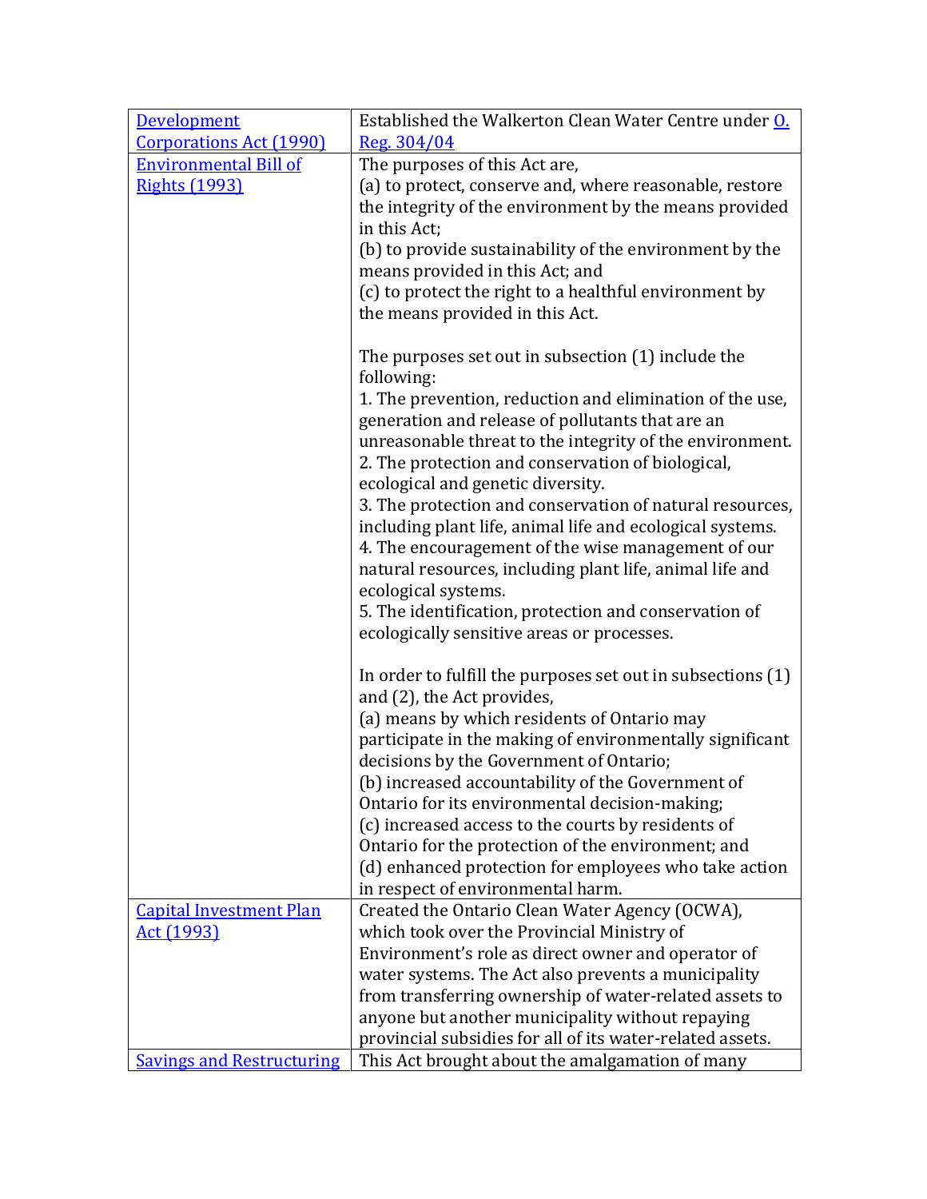| | |
|---|---|
| Development Corporations Act (1990) | Established the Walkerton Clean Water Centre under O. Reg. 304/04 |
| Environmental Bill of Rights (1993) | The purposes of this Act are,<br>(a) to protect, conserve and, where reasonable, restore the integrity of the environment by the means provided in this Act;<br>(b) to provide sustainability of the environment by the means provided in this Act; and<br>(c) to protect the right to a healthful environment by the means provided in this Act.<br><br>The purposes set out in subsection (1) include the following:<br>1. The prevention, reduction and elimination of the use, generation and release of pollutants that are an unreasonable threat to the integrity of the environment.<br>2. The protection and conservation of biological, ecological and genetic diversity.<br>3. The protection and conservation of natural resources, including plant life, animal life and ecological systems.<br>4. The encouragement of the wise management of our natural resources, including plant life, animal life and ecological systems.<br>5. The identification, protection and conservation of ecologically sensitive areas or processes.<br><br>In order to fulfill the purposes set out in subsections (1) and (2), the Act provides,<br>(a) means by which residents of Ontario may participate in the making of environmentally significant decisions by the Government of Ontario;<br>(b) increased accountability of the Government of Ontario for its environmental decision-making;<br>(c) increased access to the courts by residents of Ontario for the protection of the environment; and<br>(d) enhanced protection for employees who take action in respect of environmental harm. |
| Capital Investment Plan Act (1993) | Created the Ontario Clean Water Agency (OCWA), which took over the Provincial Ministry of Environment's role as direct owner and operator of water systems. The Act also prevents a municipality from transferring ownership of water-related assets to anyone but another municipality without repaying provincial subsidies for all of its water-related assets. |
| Savings and Restructuring | This Act brought about the amalgamation of many |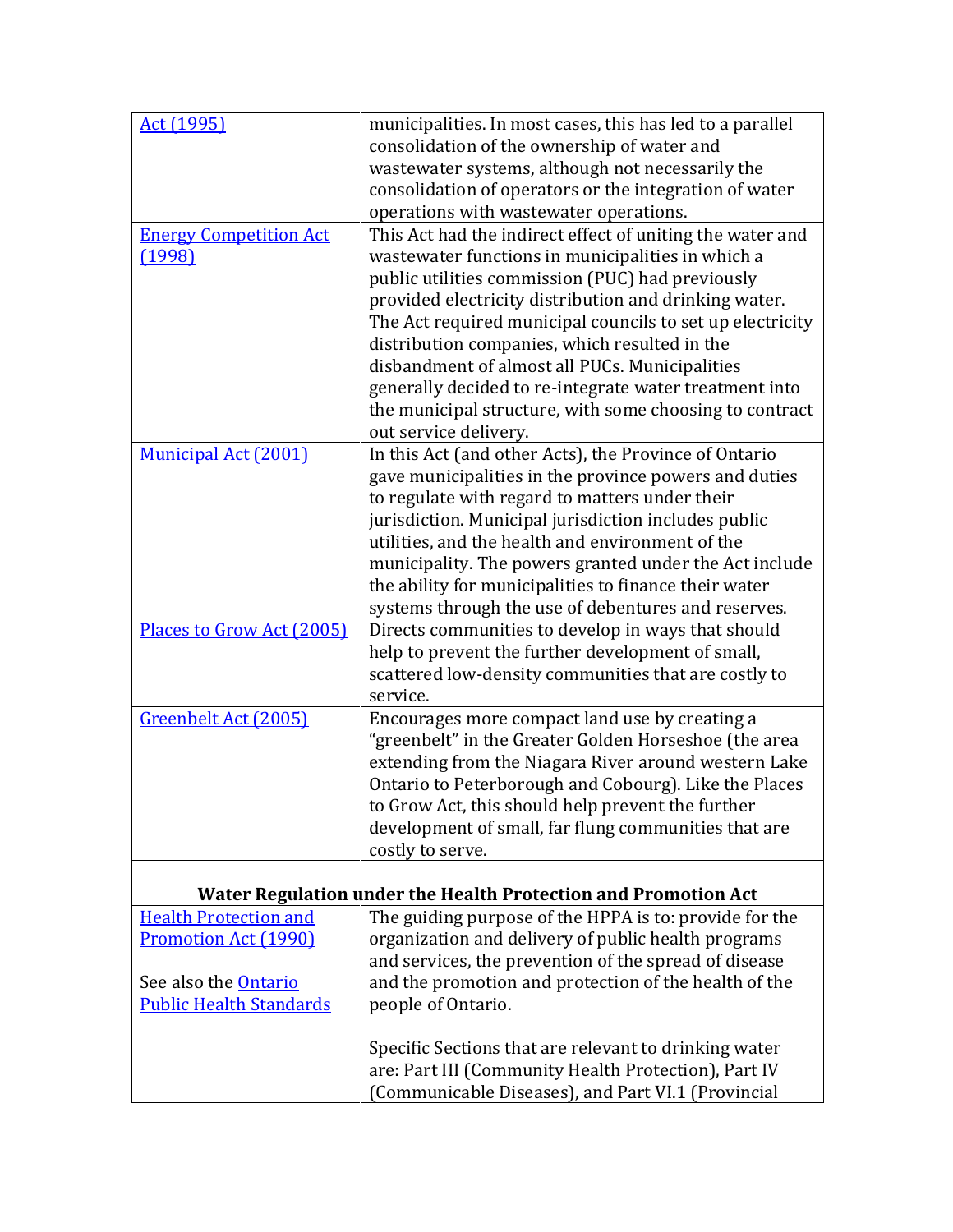| | |
|---|---|
| Act (1995) | municipalities. In most cases, this has led to a parallel consolidation of the ownership of water and wastewater systems, although not necessarily the consolidation of operators or the integration of water operations with wastewater operations. |
| Energy Competition Act (1998) | This Act had the indirect effect of uniting the water and wastewater functions in municipalities in which a public utilities commission (PUC) had previously provided electricity distribution and drinking water. The Act required municipal councils to set up electricity distribution companies, which resulted in the disbandment of almost all PUCs. Municipalities generally decided to re-integrate water treatment into the municipal structure, with some choosing to contract out service delivery. |
| Municipal Act (2001) | In this Act (and other Acts), the Province of Ontario gave municipalities in the province powers and duties to regulate with regard to matters under their jurisdiction. Municipal jurisdiction includes public utilities, and the health and environment of the municipality. The powers granted under the Act include the ability for municipalities to finance their water systems through the use of debentures and reserves. |
| Places to Grow Act (2005) | Directs communities to develop in ways that should help to prevent the further development of small, scattered low-density communities that are costly to service. |
| Greenbelt Act (2005) | Encourages more compact land use by creating a "greenbelt" in the Greater Golden Horseshoe (the area extending from the Niagara River around western Lake Ontario to Peterborough and Cobourg). Like the Places to Grow Act, this should help prevent the further development of small, far flung communities that are costly to serve. |
| **Water Regulation under the Health Protection and Promotion Act** | |
| Health Protection and Promotion Act (1990)<br><br>See also the Ontario Public Health Standards | The guiding purpose of the HPPA is to: provide for the organization and delivery of public health programs and services, the prevention of the spread of disease and the promotion and protection of the health of the people of Ontario.<br><br>Specific Sections that are relevant to drinking water are: Part III (Community Health Protection), Part IV (Communicable Diseases), and Part VI.1 (Provincial |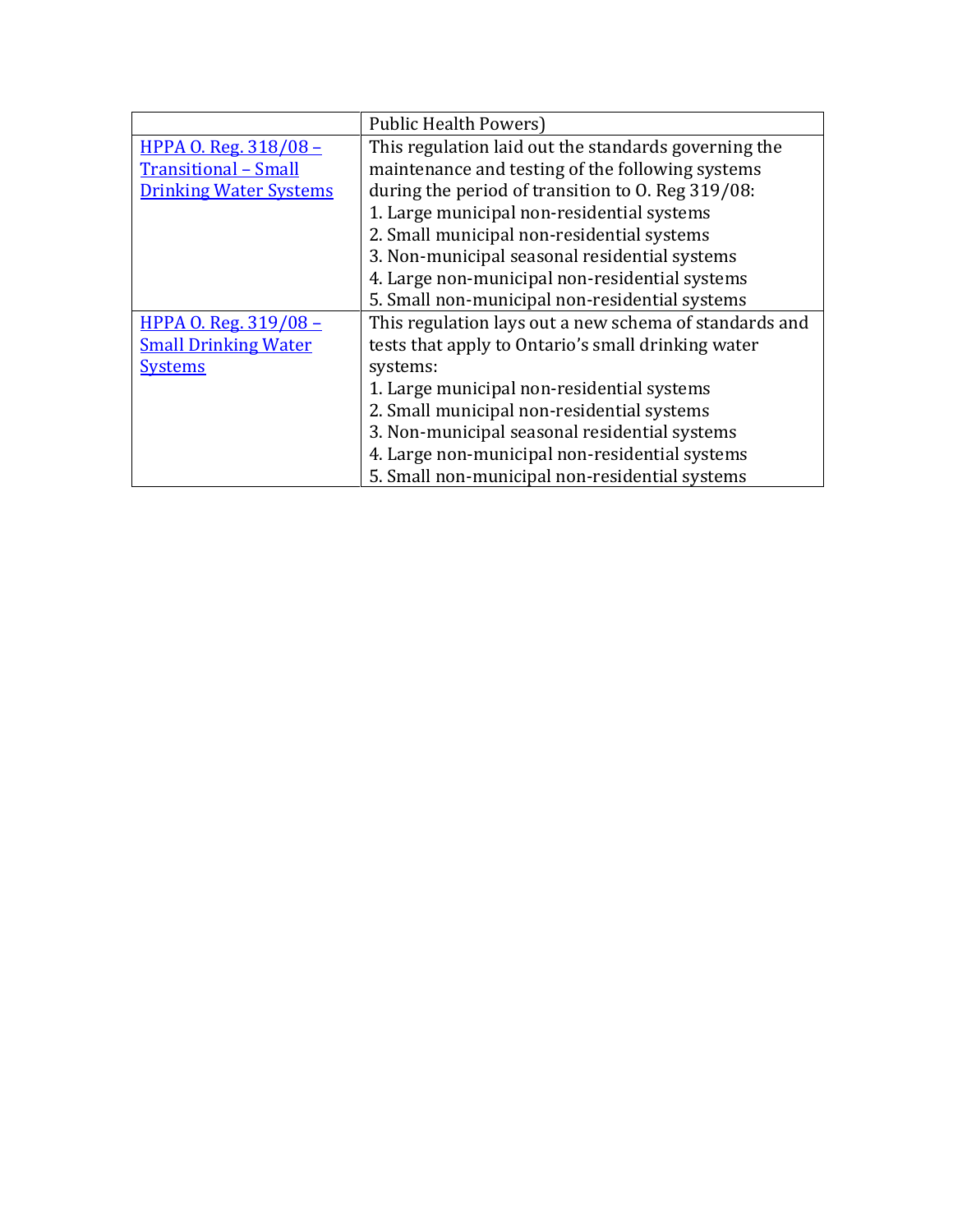| | |
|---|---|
| | Public Health Powers) |
| HPPA O. Reg. 318/08 – Transitional – Small Drinking Water Systems | This regulation laid out the standards governing the maintenance and testing of the following systems during the period of transition to O. Reg 319/08:<br>1. Large municipal non-residential systems<br>2. Small municipal non-residential systems<br>3. Non-municipal seasonal residential systems<br>4. Large non-municipal non-residential systems<br>5. Small non-municipal non-residential systems |
| HPPA O. Reg. 319/08 – Small Drinking Water Systems | This regulation lays out a new schema of standards and tests that apply to Ontario's small drinking water systems:<br>1. Large municipal non-residential systems<br>2. Small municipal non-residential systems<br>3. Non-municipal seasonal residential systems<br>4. Large non-municipal non-residential systems<br>5. Small non-municipal non-residential systems |